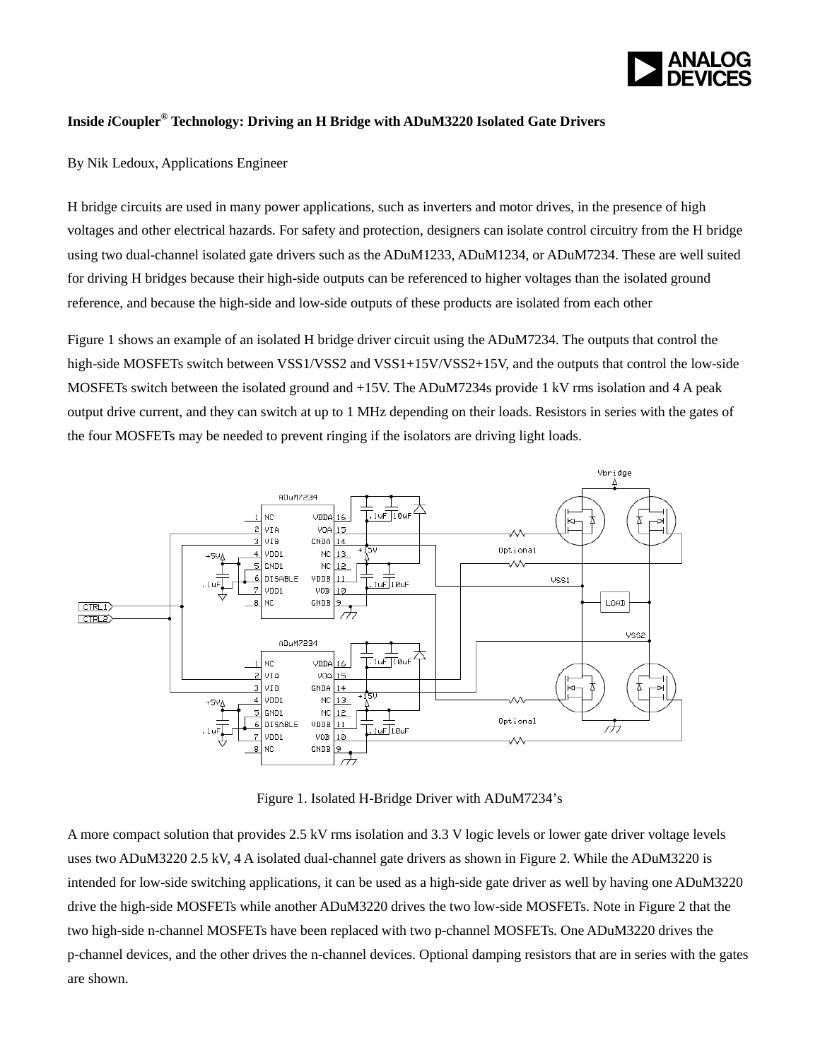# Inside *i*Coupler® Technology: Driving an H Bridge with ADuM3220 Isolated Gate Drivers

By Nik Ledoux, Applications Engineer

H bridge circuits are used in many power applications, such as inverters and motor drives, in the presence of high voltages and other electrical hazards. For safety and protection, designers can isolate control circuitry from the H bridge using two dual-channel isolated gate drivers such as the ADuM1233, ADuM1234, or ADuM7234. These are well suited for driving H bridges because their high-side outputs can be referenced to higher voltages than the isolated ground reference, and because the high-side and low-side outputs of these products are isolated from each other

Figure 1 shows an example of an isolated H bridge driver circuit using the ADuM7234. The outputs that control the high-side MOSFETs switch between VSS1/VSS2 and VSS1+15V/VSS2+15V, and the outputs that control the low-side MOSFETs switch between the isolated ground and +15V. The ADuM7234s provide 1 kV rms isolation and 4 A peak output drive current, and they can switch at up to 1 MHz depending on their loads. Resistors in series with the gates of the four MOSFETs may be needed to prevent ringing if the isolators are driving light loads.

Figure 1. Isolated H-Bridge Driver with ADuM7234's

A more compact solution that provides 2.5 kV rms isolation and 3.3 V logic levels or lower gate driver voltage levels uses two ADuM3220 2.5 kV, 4 A isolated dual-channel gate drivers as shown in Figure 2. While the ADuM3220 is intended for low-side switching applications, it can be used as a high-side gate driver as well by having one ADuM3220 drive the high-side MOSFETs while another ADuM3220 drives the two low-side MOSFETs. Note in Figure 2 that the two high-side n-channel MOSFETs have been replaced with two p-channel MOSFETs. One ADuM3220 drives the p-channel devices, and the other drives the n-channel devices. Optional damping resistors that are in series with the gates are shown.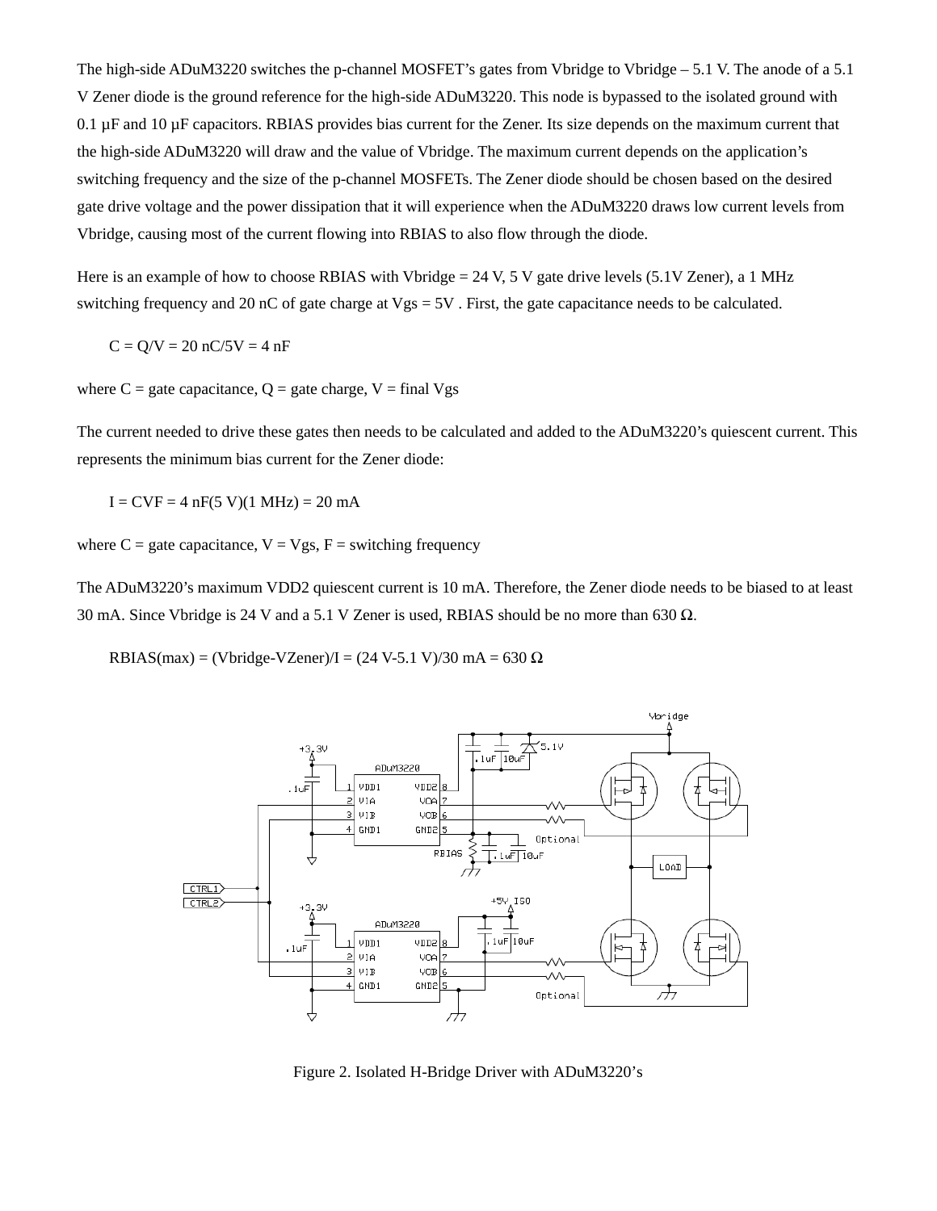The high-side ADuM3220 switches the p-channel MOSFET's gates from Vbridge to Vbridge – 5.1 V. The anode of a 5.1 V Zener diode is the ground reference for the high-side ADuM3220. This node is bypassed to the isolated ground with 0.1 µF and 10 µF capacitors. RBIAS provides bias current for the Zener. Its size depends on the maximum current that the high-side ADuM3220 will draw and the value of Vbridge. The maximum current depends on the application's switching frequency and the size of the p-channel MOSFETs. The Zener diode should be chosen based on the desired gate drive voltage and the power dissipation that it will experience when the ADuM3220 draws low current levels from Vbridge, causing most of the current flowing into RBIAS to also flow through the diode.

Here is an example of how to choose RBIAS with Vbridge = 24 V, 5 V gate drive levels (5.1V Zener), a 1 MHz switching frequency and 20 nC of gate charge at Vgs = 5V . First, the gate capacitance needs to be calculated.

$$C = Q/V = 20 \text{ nC}/5\text{V} = 4 \text{ nF}$$

where C = gate capacitance, Q = gate charge, V = final Vgs

The current needed to drive these gates then needs to be calculated and added to the ADuM3220's quiescent current. This represents the minimum bias current for the Zener diode:

$$I = CVF = 4 \text{ nF}(5 \text{ V})(1 \text{ MHz}) = 20 \text{ mA}$$

where C = gate capacitance, V = Vgs, F = switching frequency

The ADuM3220's maximum VDD2 quiescent current is 10 mA. Therefore, the Zener diode needs to be biased to at least 30 mA. Since Vbridge is 24 V and a 5.1 V Zener is used, RBIAS should be no more than 630 Ω.

$$R_{BIAS(max)} = (V_{bridge} - V_{Zener})/I = (24 \text{ V} - 5.1 \text{ V})/30 \text{ mA} = 630\ \Omega$$

Figure 2. Isolated H-Bridge Driver with ADuM3220's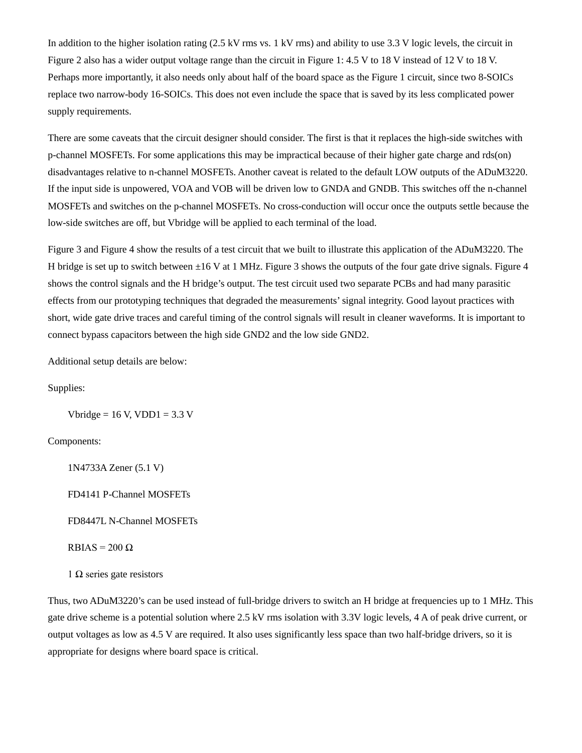In addition to the higher isolation rating (2.5 kV rms vs. 1 kV rms) and ability to use 3.3 V logic levels, the circuit in Figure 2 also has a wider output voltage range than the circuit in Figure 1: 4.5 V to 18 V instead of 12 V to 18 V. Perhaps more importantly, it also needs only about half of the board space as the Figure 1 circuit, since two 8-SOICs replace two narrow-body 16-SOICs. This does not even include the space that is saved by its less complicated power supply requirements.

There are some caveats that the circuit designer should consider. The first is that it replaces the high-side switches with p-channel MOSFETs. For some applications this may be impractical because of their higher gate charge and rds(on) disadvantages relative to n-channel MOSFETs. Another caveat is related to the default LOW outputs of the ADuM3220. If the input side is unpowered, VOA and VOB will be driven low to GNDA and GNDB. This switches off the n-channel MOSFETs and switches on the p-channel MOSFETs. No cross-conduction will occur once the outputs settle because the low-side switches are off, but Vbridge will be applied to each terminal of the load.

Figure 3 and Figure 4 show the results of a test circuit that we built to illustrate this application of the ADuM3220. The H bridge is set up to switch between ±16 V at 1 MHz. Figure 3 shows the outputs of the four gate drive signals. Figure 4 shows the control signals and the H bridge's output. The test circuit used two separate PCBs and had many parasitic effects from our prototyping techniques that degraded the measurements' signal integrity. Good layout practices with short, wide gate drive traces and careful timing of the control signals will result in cleaner waveforms. It is important to connect bypass capacitors between the high side GND2 and the low side GND2.

Additional setup details are below:

Supplies:

Vbridge = 16 V, VDD1 = 3.3 V

Components:

1N4733A Zener (5.1 V)

FD4141 P-Channel MOSFETs

FD8447L N-Channel MOSFETs

RBIAS = 200 Ω

1 Ω series gate resistors

Thus, two ADuM3220's can be used instead of full-bridge drivers to switch an H bridge at frequencies up to 1 MHz. This gate drive scheme is a potential solution where 2.5 kV rms isolation with 3.3V logic levels, 4 A of peak drive current, or output voltages as low as 4.5 V are required. It also uses significantly less space than two half-bridge drivers, so it is appropriate for designs where board space is critical.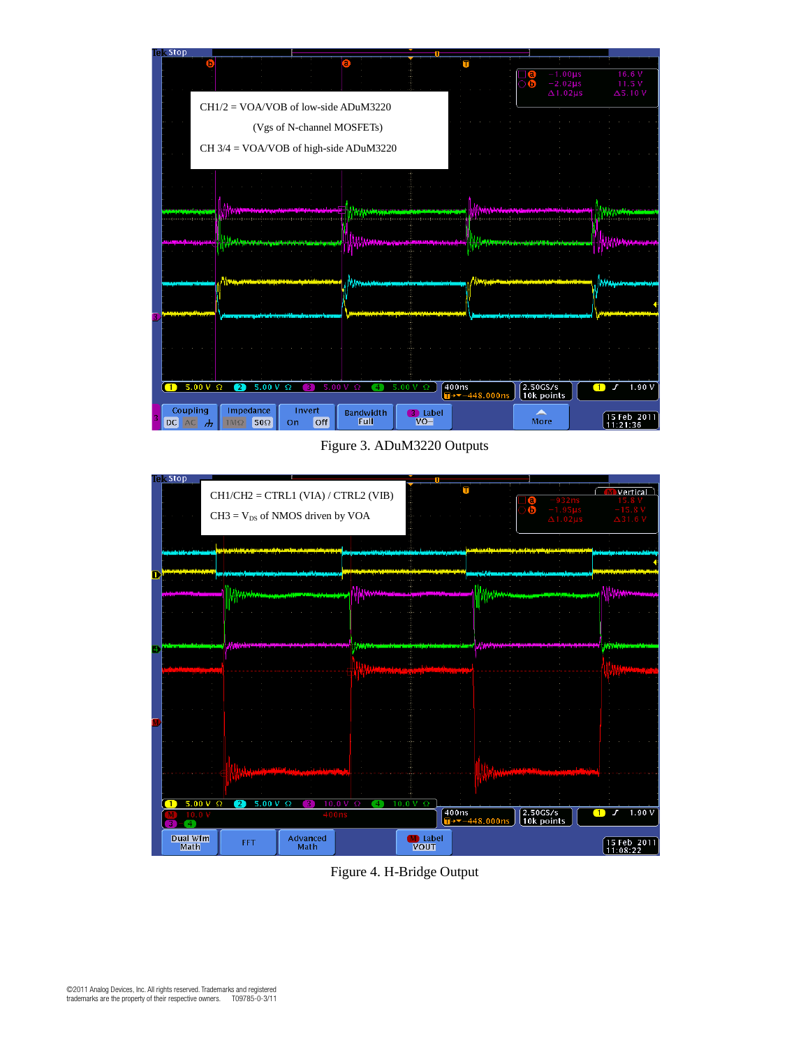Tek Stop

CH1/2 = VOA/VOB of low-side ADuM3220

(Vgs of N-channel MOSFETs)

CH 3/4 = VOA/VOB of high-side ADuM3220

a −1.00µs 16.6 V
b −2.02µs 11.5 V
Δ1.02µs Δ5.10 V

1 5.00 V Ω 2 5.00 V Ω 3 5.00 V Ω 4 5.00 V Ω

400ns −448.000ns

2.50GS/s 10k points

1 1.90 V

Coupling DC AC Impedance 1MΩ 50Ω Invert On Off Bandwidth Full Label VO— More

15 Feb 2011 11:21:36

Figure 3. ADuM3220 Outputs

Tek Stop

CH1/CH2 = CTRL1 (VIA) / CTRL2 (VIB)

CH3 = $V_{DS}$ of NMOS driven by VOA

Vertical

a −932ns 15.8 V
b −1.95µs −15.8 V
Δ1.02µs Δ31.6 V

1 5.00 V Ω 2 5.00 V Ω 3 10.0 V Ω 4 10.0 V Ω

M 10.0 V 400ns

3 − 4

400ns −448.000ns

2.50GS/s 10k points

1 1.90 V

Dual Wfm Math FFT Advanced Math Label VOUT

15 Feb 2011 11:08:22

Figure 4. H-Bridge Output

©2011 Analog Devices, Inc. All rights reserved. Trademarks and registered trademarks are the property of their respective owners. T09785-0-3/11